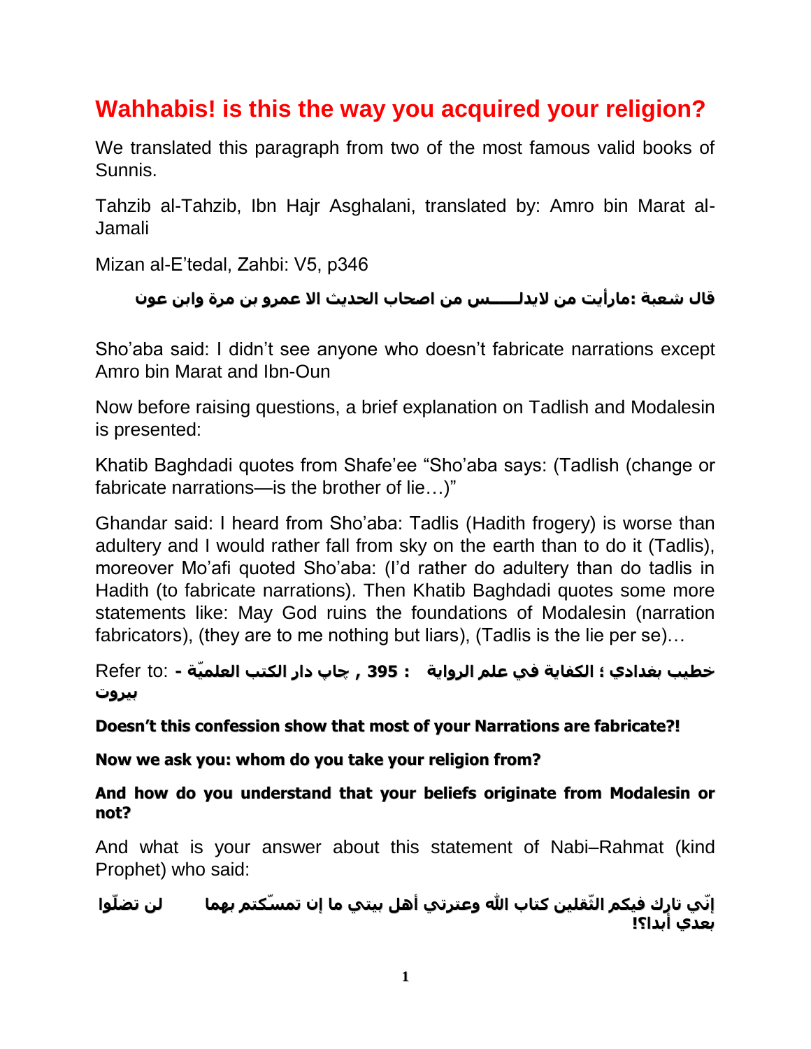# Wahhabis! is this the way you acquired your religion?

We translated this paragraph from two of the most famous valid books of Sunnis.

Tahzib al-Tahzib, Ibn Hajr Asghalani, translated by: Amro bin Marat al-Jamali

Mizan al-E'tedal, Zahbi: V5, p346

**قال شعبة :مارأيت من لايدلـــــس من اصحاب الحديث الا عمرو بن مرة وابن عون**

Sho'aba said: I didn't see anyone who doesn't fabricate narrations except Amro bin Marat and Ibn-Oun

Now before raising questions, a brief explanation on Tadlish and Modalesin is presented:

Khatib Baghdadi quotes from Shafe'ee "Sho'aba says: (Tadlish (change or fabricate narrations—is the brother of lie…)"

Ghandar said: I heard from Sho'aba: Tadlis (Hadith frogery) is worse than adultery and I would rather fall from sky on the earth than to do it (Tadlis), moreover Mo'afi quoted Sho'aba: (I'd rather do adultery than do tadlis in Hadith (to fabricate narrations). Then Khatib Baghdadi quotes some more statements like: May God ruins the foundations of Modalesin (narration fabricators), (they are to me nothing but liars), (Tadlis is the lie per se)…

Refer to: **خطيب بغدادي ؛ الكفاية في علم الرواية : 395 , چاپ دار الكتب العلميّة - بيروت**

**Doesn't this confession show that most of your Narrations are fabricate?!**

**Now we ask you: whom do you take your religion from?**

**And how do you understand that your beliefs originate from Modalesin or not?**

And what is your answer about this statement of Nabi–Rahmat (kind Prophet) who said:

**إنّي تارك فيكم الثّقلين كتاب الله وعترتي أهل بيتي ما إن تمسّكتم بهما لن تضلّوا بعدي أبدا؟!**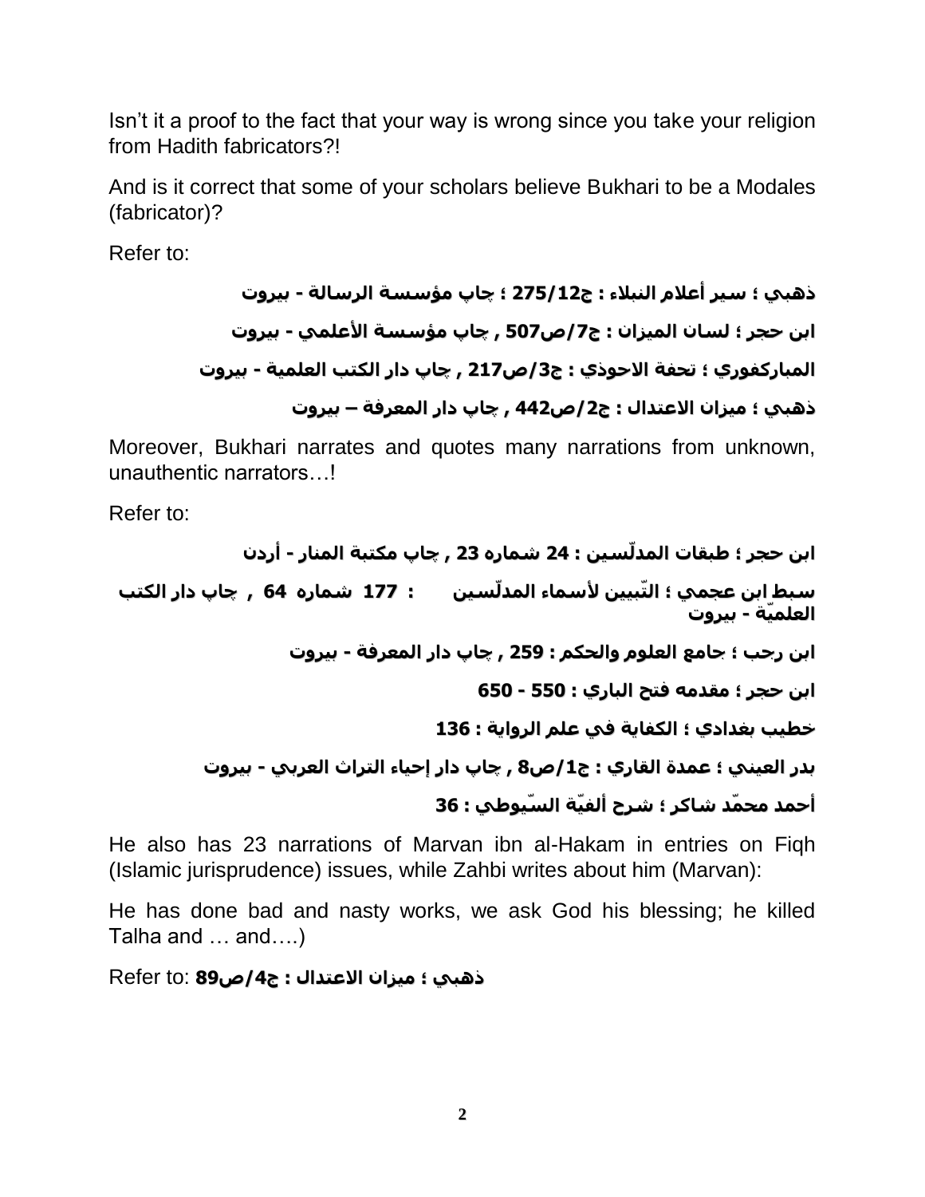Isn't it a proof to the fact that your way is wrong since you take your religion from Hadith fabricators?!

And is it correct that some of your scholars believe Bukhari to be a Modales (fabricator)?

Refer to:

**ذهبي ؛ سير أعلام النبلاء : ج275/12 ؛ چاپ مؤسسة الرسالة - بيروت**

**ابن حجر ؛ لسان الميزان : ج7/ص507 , چاپ مؤسسة الأعلمي - بيروت**

**المباركفوري ؛ تحفة الاحوذي : ج3/ص217 , چاپ دار الكتب العلمية - بيروت**

**ذهبي ؛ ميزان الاعتدال : ج2/ص442 , چاپ دار المعرفة – بيروت**

Moreover, Bukhari narrates and quotes many narrations from unknown, unauthentic narrators…!

Refer to:

**ابن حجر ؛ طبقات المدلّسين : 24 شماره 23 , چاپ مكتبة المنار - أردن**

**سبط ابن عجمي ؛ التّبيين لأسماء المدلّسين : 177 شماره 64 , چاپ دار الكتب العلميّة - بيروت**

**ابن رجب ؛ جامع العلوم والحكم : 259 , چاپ دار المعرفة - بيروت**

**ابن حجر ؛ مقدمه فتح الباري : 550 - 650**

**خطيب بغدادي ؛ الكفاية في علم الرواية : 136**

**بدر العيني ؛ عمدة القاري : ج1/ص8 , چاپ دار إحياء التراث العربي - بيروت**

**أحمد محمّد شاكر ؛ شرح ألفيّة السّيوطي : 36**

He also has 23 narrations of Marvan ibn al-Hakam in entries on Fiqh (Islamic jurisprudence) issues, while Zahbi writes about him (Marvan):

He has done bad and nasty works, we ask God his blessing; he killed Talha and … and….)

Refer to: **ذهبي ؛ ميزان الاعتدال : ج4/ص89**